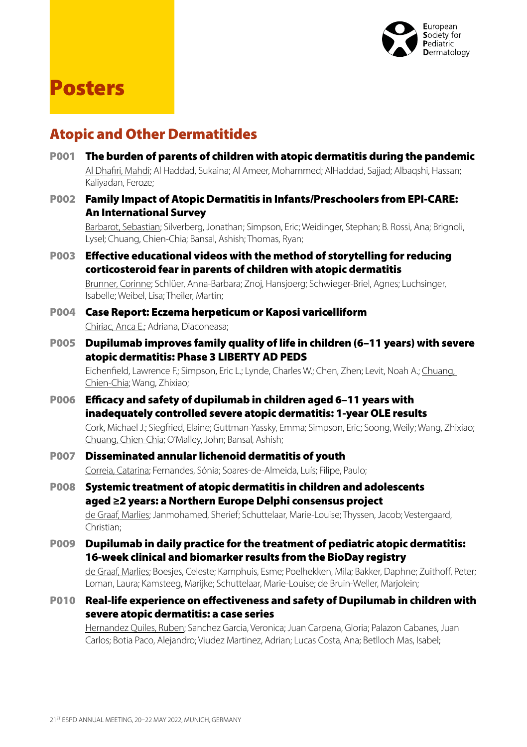# Posters

## Atopic and Other Dermatitides

**P001 The burden of parents of children with atopic dermatitis during the pandemic**
Al Dhafiri, Mahdi; Al Haddad, Sukaina; Al Ameer, Mohammed; AlHaddad, Sajjad; Albaqshi, Hassan; Kaliyadan, Feroze;

**P002 Family Impact of Atopic Dermatitis in Infants/Preschoolers from EPI-CARE: An International Survey**
Barbarot, Sebastian; Silverberg, Jonathan; Simpson, Eric; Weidinger, Stephan; B. Rossi, Ana; Brignoli, Lysel; Chuang, Chien-Chia; Bansal, Ashish; Thomas, Ryan;

**P003 Effective educational videos with the method of storytelling for reducing corticosteroid fear in parents of children with atopic dermatitis**
Brunner, Corinne; Schlüer, Anna-Barbara; Znoj, Hansjoerg; Schwieger-Briel, Agnes; Luchsinger, Isabelle; Weibel, Lisa; Theiler, Martin;

**P004 Case Report: Eczema herpeticum or Kaposi varicelliform**
Chiriac, Anca E.; Adriana, Diaconeasa;

**P005 Dupilumab improves family quality of life in children (6–11 years) with severe atopic dermatitis: Phase 3 LIBERTY AD PEDS**
Eichenfield, Lawrence F.; Simpson, Eric L.; Lynde, Charles W.; Chen, Zhen; Levit, Noah A.; Chuang, Chien-Chia; Wang, Zhixiao;

**P006 Efficacy and safety of dupilumab in children aged 6–11 years with inadequately controlled severe atopic dermatitis: 1-year OLE results**
Cork, Michael J.; Siegfried, Elaine; Guttman-Yassky, Emma; Simpson, Eric; Soong, Weily; Wang, Zhixiao; Chuang, Chien-Chia; O'Malley, John; Bansal, Ashish;

**P007 Disseminated annular lichenoid dermatitis of youth**
Correia, Catarina; Fernandes, Sónia; Soares-de-Almeida, Luís; Filipe, Paulo;

**P008 Systemic treatment of atopic dermatitis in children and adolescents aged ≥2 years: a Northern Europe Delphi consensus project**
de Graaf, Marlies; Janmohamed, Sherief; Schuttelaar, Marie-Louise; Thyssen, Jacob; Vestergaard, Christian;

**P009 Dupilumab in daily practice for the treatment of pediatric atopic dermatitis: 16-week clinical and biomarker results from the BioDay registry**
de Graaf, Marlies; Boesjes, Celeste; Kamphuis, Esme; Poelhekken, Mila; Bakker, Daphne; Zuithoff, Peter; Loman, Laura; Kamsteeg, Marijke; Schuttelaar, Marie-Louise; de Bruin-Weller, Marjolein;

**P010 Real-life experience on effectiveness and safety of Dupilumab in children with severe atopic dermatitis: a case series**
Hernandez Quiles, Ruben; Sanchez Garcia, Veronica; Juan Carpena, Gloria; Palazon Cabanes, Juan Carlos; Botia Paco, Alejandro; Viudez Martinez, Adrian; Lucas Costa, Ana; Betlloch Mas, Isabel;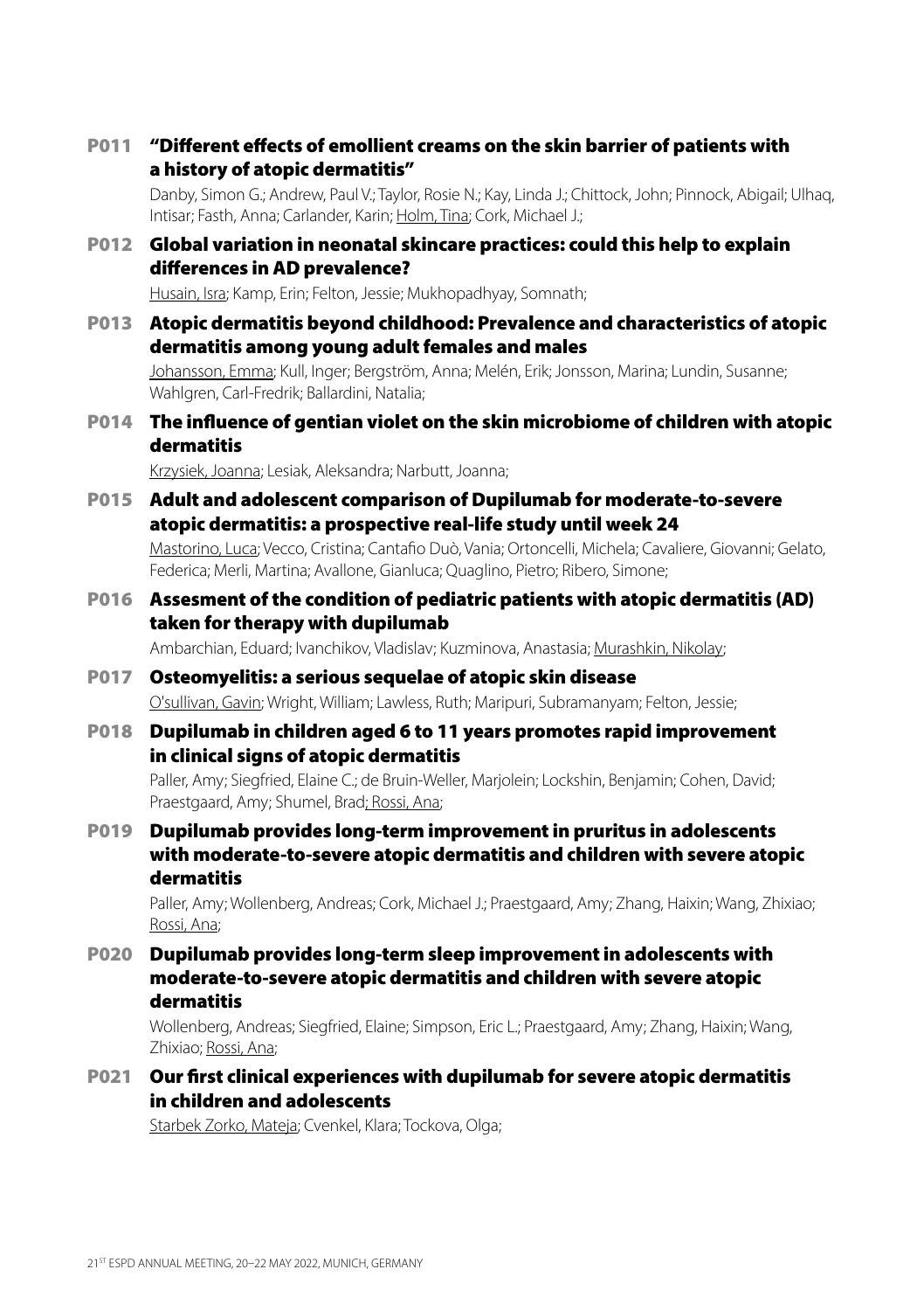## P011 "Different effects of emollient creams on the skin barrier of patients with a history of atopic dermatitis"

Danby, Simon G.; Andrew, Paul V.; Taylor, Rosie N.; Kay, Linda J.; Chittock, John; Pinnock, Abigail; Ulhaq, Intisar; Fasth, Anna; Carlander, Karin; Holm, Tina; Cork, Michael J.;

## P012 Global variation in neonatal skincare practices: could this help to explain differences in AD prevalence?

Husain, Isra; Kamp, Erin; Felton, Jessie; Mukhopadhyay, Somnath;

## P013 Atopic dermatitis beyond childhood: Prevalence and characteristics of atopic dermatitis among young adult females and males

Johansson, Emma; Kull, Inger; Bergström, Anna; Melén, Erik; Jonsson, Marina; Lundin, Susanne; Wahlgren, Carl-Fredrik; Ballardini, Natalia;

## P014 The influence of gentian violet on the skin microbiome of children with atopic dermatitis

Krzysiek, Joanna; Lesiak, Aleksandra; Narbutt, Joanna;

## P015 Adult and adolescent comparison of Dupilumab for moderate-to-severe atopic dermatitis: a prospective real-life study until week 24

Mastorino, Luca; Vecco, Cristina; Cantafio Duò, Vania; Ortoncelli, Michela; Cavaliere, Giovanni; Gelato, Federica; Merli, Martina; Avallone, Gianluca; Quaglino, Pietro; Ribero, Simone;

## P016 Assesment of the condition of pediatric patients with atopic dermatitis (AD) taken for therapy with dupilumab

Ambarchian, Eduard; Ivanchikov, Vladislav; Kuzminova, Anastasia; Murashkin, Nikolay;

## P017 Osteomyelitis: a serious sequelae of atopic skin disease

O'sullivan, Gavin; Wright, William; Lawless, Ruth; Maripuri, Subramanyam; Felton, Jessie;

## P018 Dupilumab in children aged 6 to 11 years promotes rapid improvement in clinical signs of atopic dermatitis

Paller, Amy; Siegfried, Elaine C.; de Bruin-Weller, Marjolein; Lockshin, Benjamin; Cohen, David; Praestgaard, Amy; Shumel, Brad; Rossi, Ana;

## P019 Dupilumab provides long-term improvement in pruritus in adolescents with moderate-to-severe atopic dermatitis and children with severe atopic dermatitis

Paller, Amy; Wollenberg, Andreas; Cork, Michael J.; Praestgaard, Amy; Zhang, Haixin; Wang, Zhixiao; Rossi, Ana;

## P020 Dupilumab provides long-term sleep improvement in adolescents with moderate-to-severe atopic dermatitis and children with severe atopic dermatitis

Wollenberg, Andreas; Siegfried, Elaine; Simpson, Eric L.; Praestgaard, Amy; Zhang, Haixin; Wang, Zhixiao; Rossi, Ana;

## P021 Our first clinical experiences with dupilumab for severe atopic dermatitis in children and adolescents

Starbek Zorko, Mateja; Cvenkel, Klara; Tockova, Olga;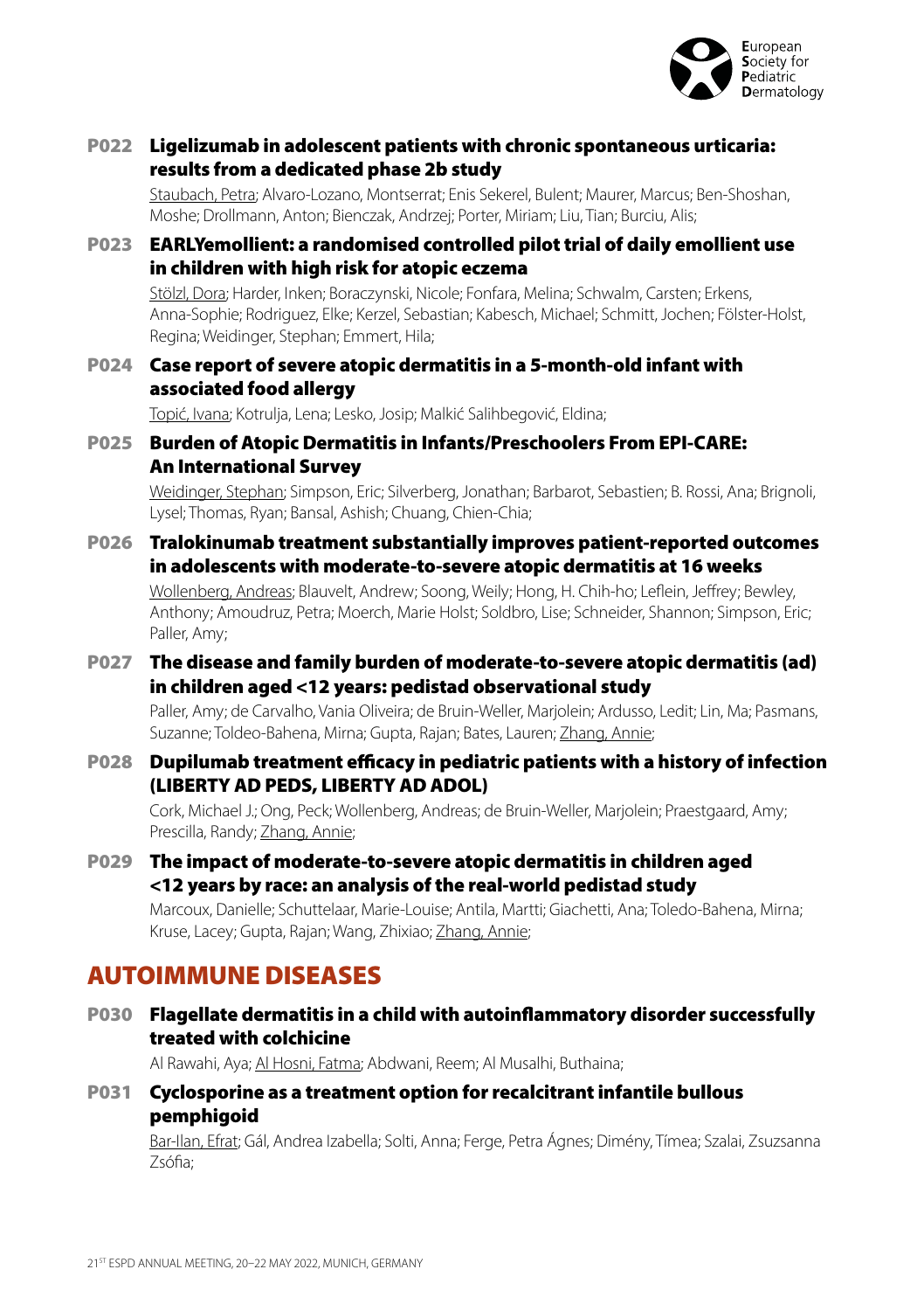### P022 Ligelizumab in adolescent patients with chronic spontaneous urticaria: results from a dedicated phase 2b study

Staubach, Petra; Alvaro-Lozano, Montserrat; Enis Sekerel, Bulent; Maurer, Marcus; Ben-Shoshan, Moshe; Drollmann, Anton; Bienczak, Andrzej; Porter, Miriam; Liu, Tian; Burciu, Alis;

### P023 EARLYemollient: a randomised controlled pilot trial of daily emollient use in children with high risk for atopic eczema

Stölzl, Dora; Harder, Inken; Boraczynski, Nicole; Fonfara, Melina; Schwalm, Carsten; Erkens, Anna-Sophie; Rodriguez, Elke; Kerzel, Sebastian; Kabesch, Michael; Schmitt, Jochen; Fölster-Holst, Regina; Weidinger, Stephan; Emmert, Hila;

### P024 Case report of severe atopic dermatitis in a 5-month-old infant with associated food allergy

Topić, Ivana; Kotrulja, Lena; Lesko, Josip; Malkić Salihbegović, Eldina;

### P025 Burden of Atopic Dermatitis in Infants/Preschoolers From EPI-CARE: An International Survey

Weidinger, Stephan; Simpson, Eric; Silverberg, Jonathan; Barbarot, Sebastien; B. Rossi, Ana; Brignoli, Lysel; Thomas, Ryan; Bansal, Ashish; Chuang, Chien-Chia;

### P026 Tralokinumab treatment substantially improves patient-reported outcomes in adolescents with moderate-to-severe atopic dermatitis at 16 weeks

Wollenberg, Andreas; Blauvelt, Andrew; Soong, Weily; Hong, H. Chih-ho; Leflein, Jeffrey; Bewley, Anthony; Amoudruz, Petra; Moerch, Marie Holst; Soldbro, Lise; Schneider, Shannon; Simpson, Eric; Paller, Amy;

### P027 The disease and family burden of moderate-to-severe atopic dermatitis (ad) in children aged <12 years: pedistad observational study

Paller, Amy; de Carvalho, Vania Oliveira; de Bruin-Weller, Marjolein; Ardusso, Ledit; Lin, Ma; Pasmans, Suzanne; Toldeo-Bahena, Mirna; Gupta, Rajan; Bates, Lauren; Zhang, Annie;

### P028 Dupilumab treatment efficacy in pediatric patients with a history of infection (LIBERTY AD PEDS, LIBERTY AD ADOL)

Cork, Michael J.; Ong, Peck; Wollenberg, Andreas; de Bruin-Weller, Marjolein; Praestgaard, Amy; Prescilla, Randy; Zhang, Annie;

### P029 The impact of moderate-to-severe atopic dermatitis in children aged <12 years by race: an analysis of the real-world pedistad study

Marcoux, Danielle; Schuttelaar, Marie-Louise; Antila, Martti; Giachetti, Ana; Toledo-Bahena, Mirna; Kruse, Lacey; Gupta, Rajan; Wang, Zhixiao; Zhang, Annie;

## AUTOIMMUNE DISEASES

### P030 Flagellate dermatitis in a child with autoinflammatory disorder successfully treated with colchicine

Al Rawahi, Aya; Al Hosni, Fatma; Abdwani, Reem; Al Musalhi, Buthaina;

### P031 Cyclosporine as a treatment option for recalcitrant infantile bullous pemphigoid

Bar-Ilan, Efrat; Gál, Andrea Izabella; Solti, Anna; Ferge, Petra Ágnes; Dimény, Tímea; Szalai, Zsuzsanna Zsófia;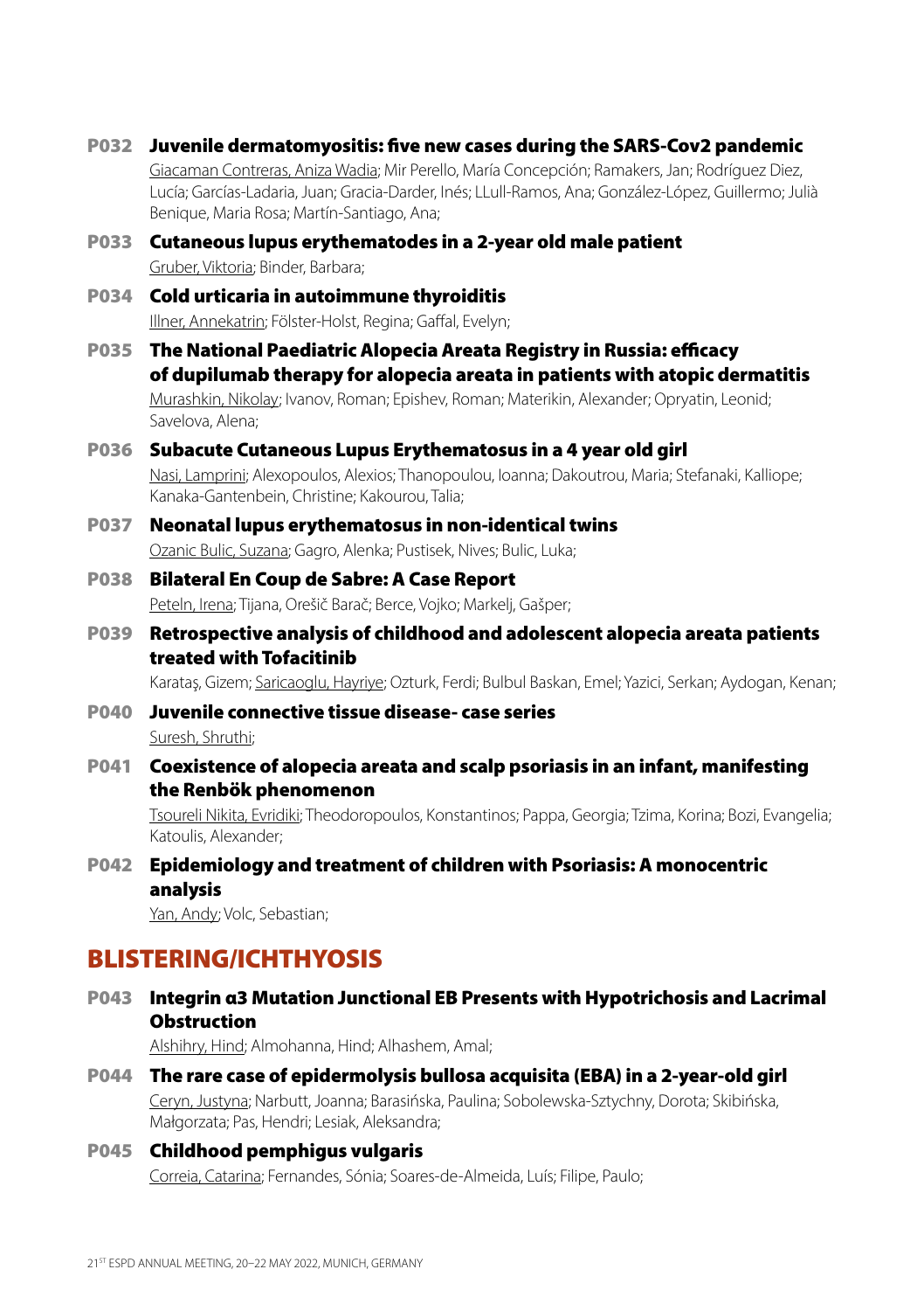**P032 Juvenile dermatomyositis: five new cases during the SARS-Cov2 pandemic**
Giacaman Contreras, Aniza Wadia; Mir Perello, María Concepción; Ramakers, Jan; Rodríguez Diez, Lucía; Garcías-Ladaria, Juan; Gracia-Darder, Inés; LLull-Ramos, Ana; González-López, Guillermo; Julià Benique, Maria Rosa; Martín-Santiago, Ana;

**P033 Cutaneous lupus erythematodes in a 2-year old male patient**
Gruber, Viktoria; Binder, Barbara;

**P034 Cold urticaria in autoimmune thyroiditis**
Illner, Annekatrin; Fölster-Holst, Regina; Gaffal, Evelyn;

**P035 The National Paediatric Alopecia Areata Registry in Russia: efficacy of dupilumab therapy for alopecia areata in patients with atopic dermatitis**
Murashkin, Nikolay; Ivanov, Roman; Epishev, Roman; Materikin, Alexander; Opryatin, Leonid; Savelova, Alena;

**P036 Subacute Cutaneous Lupus Erythematosus in a 4 year old girl**
Nasi, Lamprini; Alexopoulos, Alexios; Thanopoulou, Ioanna; Dakoutrou, Maria; Stefanaki, Kalliope; Kanaka-Gantenbein, Christine; Kakourou, Talia;

**P037 Neonatal lupus erythematosus in non-identical twins**
Ozanic Bulic, Suzana; Gagro, Alenka; Pustisek, Nives; Bulic, Luka;

**P038 Bilateral En Coup de Sabre: A Case Report**
Peteln, Irena; Tijana, Orešič Barač; Berce, Vojko; Markelj, Gašper;

**P039 Retrospective analysis of childhood and adolescent alopecia areata patients treated with Tofacitinib**
Karataş, Gizem; Saricaoglu, Hayriye; Ozturk, Ferdi; Bulbul Baskan, Emel; Yazici, Serkan; Aydogan, Kenan;

**P040 Juvenile connective tissue disease- case series**
Suresh, Shruthi;

**P041 Coexistence of alopecia areata and scalp psoriasis in an infant, manifesting the Renbök phenomenon**
Tsoureli Nikita, Evridiki; Theodoropoulos, Konstantinos; Pappa, Georgia; Tzima, Korina; Bozi, Evangelia; Katoulis, Alexander;

**P042 Epidemiology and treatment of children with Psoriasis: A monocentric analysis**
Yan, Andy; Volc, Sebastian;

## BLISTERING/ICHTHYOSIS

**P043 Integrin α3 Mutation Junctional EB Presents with Hypotrichosis and Lacrimal Obstruction**
Alshihry, Hind; Almohanna, Hind; Alhashem, Amal;

**P044 The rare case of epidermolysis bullosa acquisita (EBA) in a 2-year-old girl**
Ceryn, Justyna; Narbutt, Joanna; Barasińska, Paulina; Sobolewska-Sztychny, Dorota; Skibińska, Małgorzata; Pas, Hendri; Lesiak, Aleksandra;

**P045 Childhood pemphigus vulgaris**
Correia, Catarina; Fernandes, Sónia; Soares-de-Almeida, Luís; Filipe, Paulo;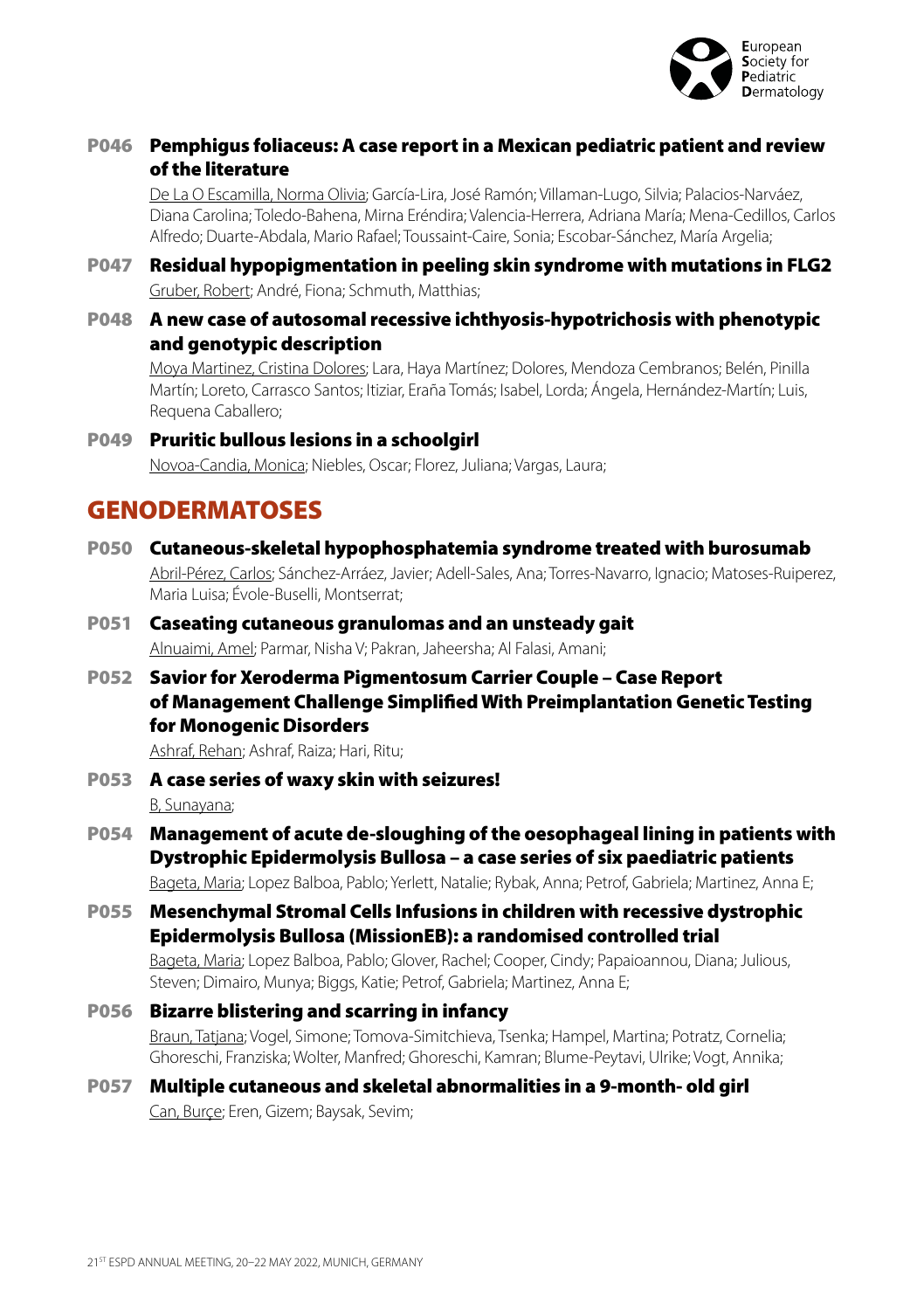**P046 Pemphigus foliaceus: A case report in a Mexican pediatric patient and review of the literature**
De La O Escamilla, Norma Olivia; García-Lira, José Ramón; Villaman-Lugo, Silvia; Palacios-Narváez, Diana Carolina; Toledo-Bahena, Mirna Eréndira; Valencia-Herrera, Adriana María; Mena-Cedillos, Carlos Alfredo; Duarte-Abdala, Mario Rafael; Toussaint-Caire, Sonia; Escobar-Sánchez, María Argelia;

**P047 Residual hypopigmentation in peeling skin syndrome with mutations in FLG2**
Gruber, Robert; André, Fiona; Schmuth, Matthias;

**P048 A new case of autosomal recessive ichthyosis-hypotrichosis with phenotypic and genotypic description**
Moya Martinez, Cristina Dolores; Lara, Haya Martínez; Dolores, Mendoza Cembranos; Belén, Pinilla Martín; Loreto, Carrasco Santos; Itiziar, Eraña Tomás; Isabel, Lorda; Ángela, Hernández-Martín; Luis, Requena Caballero;

**P049 Pruritic bullous lesions in a schoolgirl**
Novoa-Candia, Monica; Niebles, Oscar; Florez, Juliana; Vargas, Laura;

## GENODERMATOSES

**P050 Cutaneous-skeletal hypophosphatemia syndrome treated with burosumab**
Abril-Pérez, Carlos; Sánchez-Arráez, Javier; Adell-Sales, Ana; Torres-Navarro, Ignacio; Matoses-Ruiperez, Maria Luisa; Évole-Buselli, Montserrat;

**P051 Caseating cutaneous granulomas and an unsteady gait**
Alnuaimi, Amel; Parmar, Nisha V; Pakran, Jaheersha; Al Falasi, Amani;

**P052 Savior for Xeroderma Pigmentosum Carrier Couple – Case Report of Management Challenge Simplified With Preimplantation Genetic Testing for Monogenic Disorders**
Ashraf, Rehan; Ashraf, Raiza; Hari, Ritu;

**P053 A case series of waxy skin with seizures!**
B, Sunayana;

**P054 Management of acute de-sloughing of the oesophageal lining in patients with Dystrophic Epidermolysis Bullosa – a case series of six paediatric patients**
Bageta, Maria; Lopez Balboa, Pablo; Yerlett, Natalie; Rybak, Anna; Petrof, Gabriela; Martinez, Anna E;

**P055 Mesenchymal Stromal Cells Infusions in children with recessive dystrophic Epidermolysis Bullosa (MissionEB): a randomised controlled trial**
Bageta, Maria; Lopez Balboa, Pablo; Glover, Rachel; Cooper, Cindy; Papaioannou, Diana; Julious, Steven; Dimairo, Munya; Biggs, Katie; Petrof, Gabriela; Martinez, Anna E;

**P056 Bizarre blistering and scarring in infancy**
Braun, Tatjana; Vogel, Simone; Tomova-Simitchieva, Tsenka; Hampel, Martina; Potratz, Cornelia; Ghoreschi, Franziska; Wolter, Manfred; Ghoreschi, Kamran; Blume-Peytavi, Ulrike; Vogt, Annika;

**P057 Multiple cutaneous and skeletal abnormalities in a 9-month- old girl**
Can, Burçe; Eren, Gizem; Baysak, Sevim;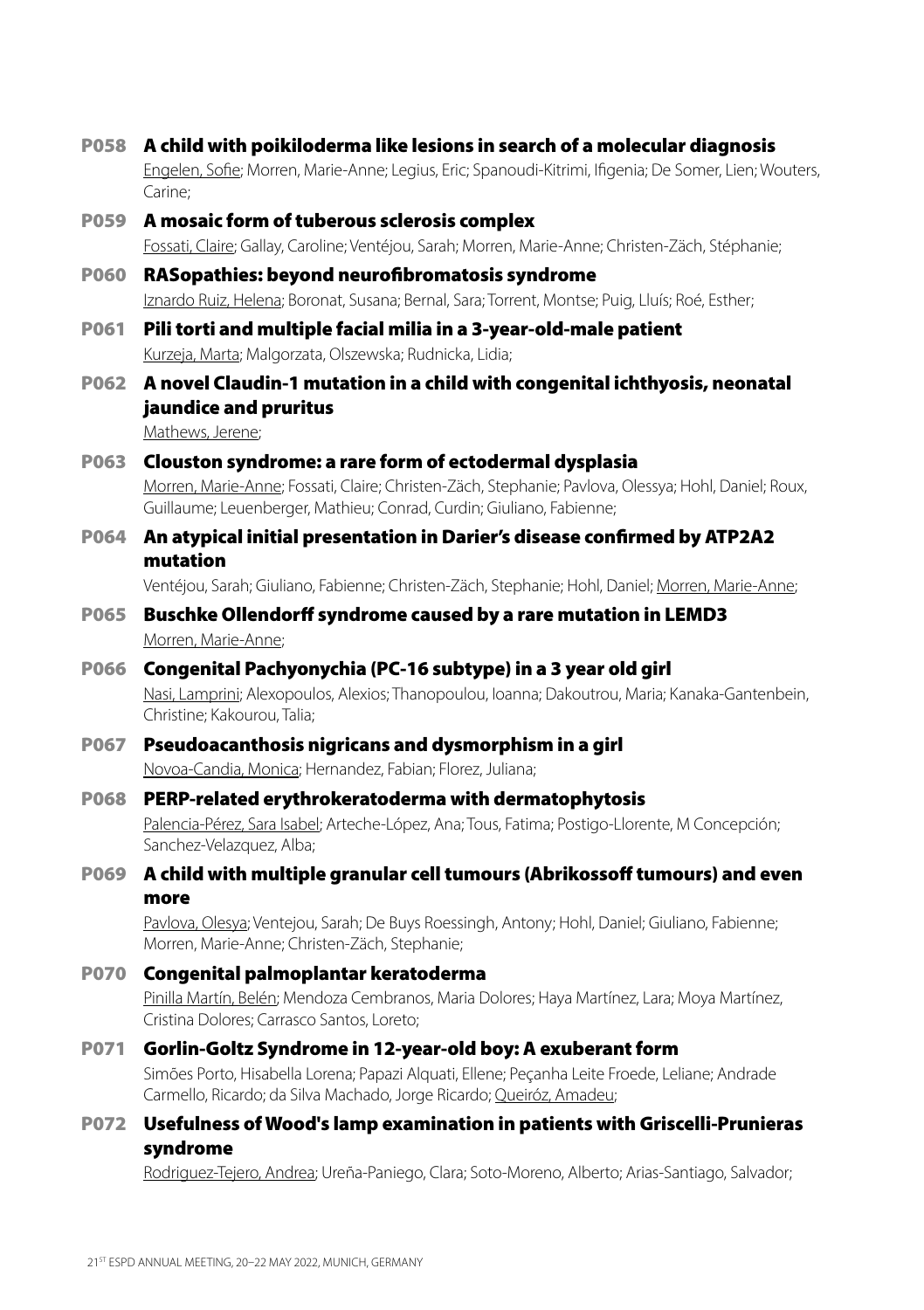**P058 A child with poikiloderma like lesions in search of a molecular diagnosis**
Engelen, Sofie; Morren, Marie-Anne; Legius, Eric; Spanoudi-Kitrimi, Ifigenia; De Somer, Lien; Wouters, Carine;

**P059 A mosaic form of tuberous sclerosis complex**
Fossati, Claire; Gallay, Caroline; Ventéjou, Sarah; Morren, Marie-Anne; Christen-Zäch, Stéphanie;

**P060 RASopathies: beyond neurofibromatosis syndrome**
Iznardo Ruiz, Helena; Boronat, Susana; Bernal, Sara; Torrent, Montse; Puig, Lluís; Roé, Esther;

**P061 Pili torti and multiple facial milia in a 3-year-old-male patient**
Kurzeja, Marta; Malgorzata, Olszewska; Rudnicka, Lidia;

**P062 A novel Claudin-1 mutation in a child with congenital ichthyosis, neonatal jaundice and pruritus**
Mathews, Jerene;

**P063 Clouston syndrome: a rare form of ectodermal dysplasia**
Morren, Marie-Anne; Fossati, Claire; Christen-Zäch, Stephanie; Pavlova, Olessya; Hohl, Daniel; Roux, Guillaume; Leuenberger, Mathieu; Conrad, Curdin; Giuliano, Fabienne;

**P064 An atypical initial presentation in Darier's disease confirmed by ATP2A2 mutation**
Ventéjou, Sarah; Giuliano, Fabienne; Christen-Zäch, Stephanie; Hohl, Daniel; Morren, Marie-Anne;

**P065 Buschke Ollendorff syndrome caused by a rare mutation in LEMD3**
Morren, Marie-Anne;

**P066 Congenital Pachyonychia (PC-16 subtype) in a 3 year old girl**
Nasi, Lamprini; Alexopoulos, Alexios; Thanopoulou, Ioanna; Dakoutrou, Maria; Kanaka-Gantenbein, Christine; Kakourou, Talia;

**P067 Pseudoacanthosis nigricans and dysmorphism in a girl**
Novoa-Candia, Monica; Hernandez, Fabian; Florez, Juliana;

**P068 PERP-related erythrokeratoderma with dermatophytosis**
Palencia-Pérez, Sara Isabel; Arteche-López, Ana; Tous, Fatima; Postigo-Llorente, M Concepción; Sanchez-Velazquez, Alba;

**P069 A child with multiple granular cell tumours (Abrikossoff tumours) and even more**
Pavlova, Olesya; Ventejou, Sarah; De Buys Roessingh, Antony; Hohl, Daniel; Giuliano, Fabienne; Morren, Marie-Anne; Christen-Zäch, Stephanie;

**P070 Congenital palmoplantar keratoderma**
Pinilla Martín, Belén; Mendoza Cembranos, Maria Dolores; Haya Martínez, Lara; Moya Martínez, Cristina Dolores; Carrasco Santos, Loreto;

**P071 Gorlin-Goltz Syndrome in 12-year-old boy: A exuberant form**
Simões Porto, Hisabella Lorena; Papazi Alquati, Ellene; Peçanha Leite Froede, Leliane; Andrade Carmello, Ricardo; da Silva Machado, Jorge Ricardo; Queiróz, Amadeu;

**P072 Usefulness of Wood's lamp examination in patients with Griscelli-Prunieras syndrome**
Rodriguez-Tejero, Andrea; Ureña-Paniego, Clara; Soto-Moreno, Alberto; Arias-Santiago, Salvador;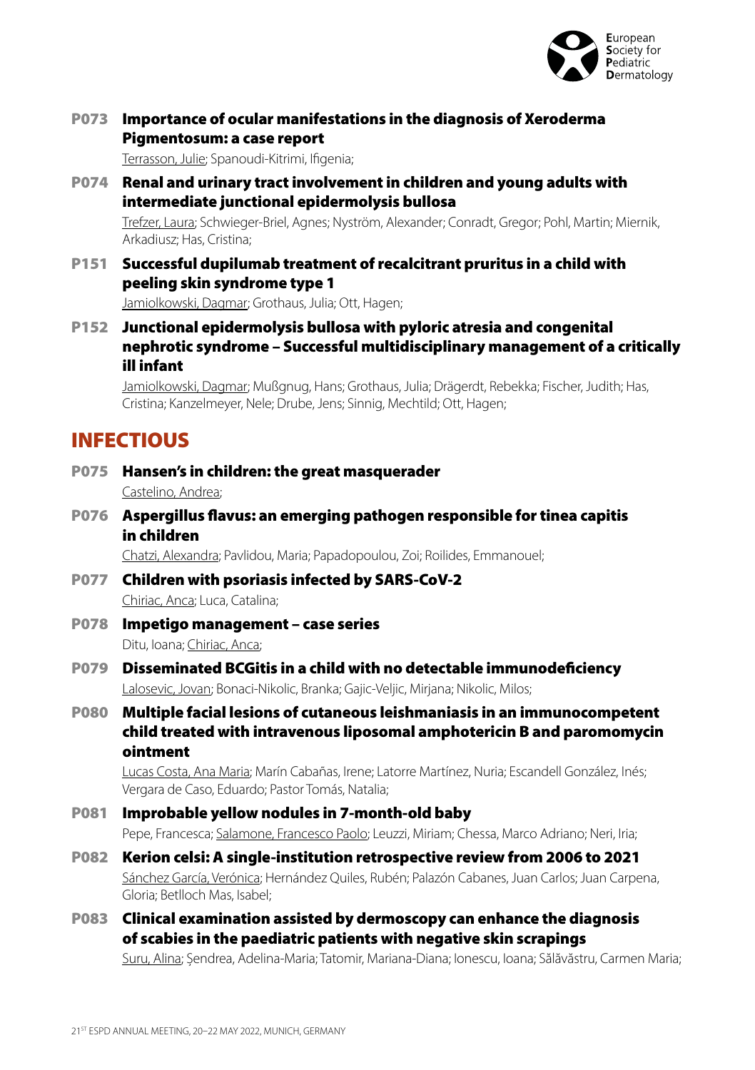**P073 Importance of ocular manifestations in the diagnosis of Xeroderma Pigmentosum: a case report**

Terrasson, Julie; Spanoudi-Kitrimi, Ifigenia;

**P074 Renal and urinary tract involvement in children and young adults with intermediate junctional epidermolysis bullosa**

Trefzer, Laura; Schwieger-Briel, Agnes; Nyström, Alexander; Conradt, Gregor; Pohl, Martin; Miernik, Arkadiusz; Has, Cristina;

**P151 Successful dupilumab treatment of recalcitrant pruritus in a child with peeling skin syndrome type 1**

Jamiolkowski, Dagmar; Grothaus, Julia; Ott, Hagen;

**P152 Junctional epidermolysis bullosa with pyloric atresia and congenital nephrotic syndrome – Successful multidisciplinary management of a critically ill infant**

Jamiolkowski, Dagmar; Mußgnug, Hans; Grothaus, Julia; Drägerdt, Rebekka; Fischer, Judith; Has, Cristina; Kanzelmeyer, Nele; Drube, Jens; Sinnig, Mechtild; Ott, Hagen;

## INFECTIOUS

**P075 Hansen's in children: the great masquerader**

Castelino, Andrea;

**P076 Aspergillus flavus: an emerging pathogen responsible for tinea capitis in children**

Chatzi, Alexandra; Pavlidou, Maria; Papadopoulou, Zoi; Roilides, Emmanouel;

**P077 Children with psoriasis infected by SARS-CoV-2**

Chiriac, Anca; Luca, Catalina;

**P078 Impetigo management – case series**

Ditu, Ioana; Chiriac, Anca;

**P079 Disseminated BCGitis in a child with no detectable immunodeficiency**

Lalosevic, Jovan; Bonaci-Nikolic, Branka; Gajic-Veljic, Mirjana; Nikolic, Milos;

**P080 Multiple facial lesions of cutaneous leishmaniasis in an immunocompetent child treated with intravenous liposomal amphotericin B and paromomycin ointment**

Lucas Costa, Ana Maria; Marín Cabañas, Irene; Latorre Martínez, Nuria; Escandell González, Inés; Vergara de Caso, Eduardo; Pastor Tomás, Natalia;

**P081 Improbable yellow nodules in 7-month-old baby**

Pepe, Francesca; Salamone, Francesco Paolo; Leuzzi, Miriam; Chessa, Marco Adriano; Neri, Iria;

**P082 Kerion celsi: A single-institution retrospective review from 2006 to 2021**

Sánchez García, Verónica; Hernández Quiles, Rubén; Palazón Cabanes, Juan Carlos; Juan Carpena, Gloria; Betlloch Mas, Isabel;

**P083 Clinical examination assisted by dermoscopy can enhance the diagnosis of scabies in the paediatric patients with negative skin scrapings**

Suru, Alina; Şendrea, Adelina-Maria; Tatomir, Mariana-Diana; Ionescu, Ioana; Sălăvăstru, Carmen Maria;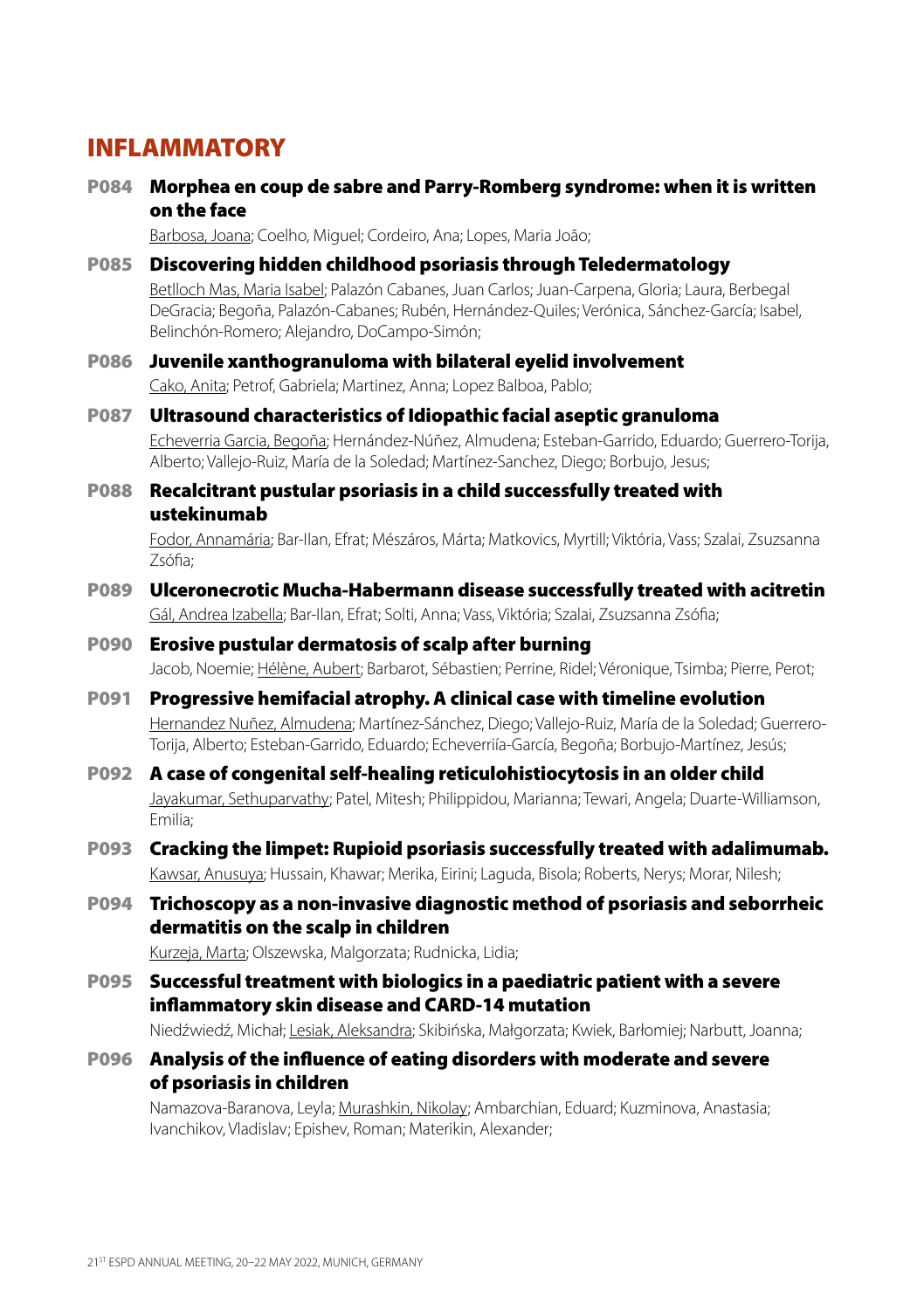# INFLAMMATORY

**P084 Morphea en coup de sabre and Parry-Romberg syndrome: when it is written on the face**

Barbosa, Joana; Coelho, Miguel; Cordeiro, Ana; Lopes, Maria João;

**P085 Discovering hidden childhood psoriasis through Teledermatology**

Betlloch Mas, Maria Isabel; Palazón Cabanes, Juan Carlos; Juan-Carpena, Gloria; Laura, Berbegal DeGracia; Begoña, Palazón-Cabanes; Rubén, Hernández-Quiles; Verónica, Sánchez-García; Isabel, Belinchón-Romero; Alejandro, DoCampo-Simón;

**P086 Juvenile xanthogranuloma with bilateral eyelid involvement**

Cako, Anita; Petrof, Gabriela; Martinez, Anna; Lopez Balboa, Pablo;

**P087 Ultrasound characteristics of Idiopathic facial aseptic granuloma**

Echeverria Garcia, Begoña; Hernández-Núñez, Almudena; Esteban-Garrido, Eduardo; Guerrero-Torija, Alberto; Vallejo-Ruiz, María de la Soledad; Martínez-Sanchez, Diego; Borbujo, Jesus;

**P088 Recalcitrant pustular psoriasis in a child successfully treated with ustekinumab**

Fodor, Annamária; Bar-Ilan, Efrat; Mészáros, Márta; Matkovics, Myrtill; Viktória, Vass; Szalai, Zsuzsanna Zsófia;

**P089 Ulceronecrotic Mucha-Habermann disease successfully treated with acitretin**

Gál, Andrea Izabella; Bar-Ilan, Efrat; Solti, Anna; Vass, Viktória; Szalai, Zsuzsanna Zsófia;

**P090 Erosive pustular dermatosis of scalp after burning**

Jacob, Noemie; Hélène, Aubert; Barbarot, Sébastien; Perrine, Ridel; Véronique, Tsimba; Pierre, Perot;

**P091 Progressive hemifacial atrophy. A clinical case with timeline evolution**

Hernandez Nuñez, Almudena; Martínez-Sánchez, Diego; Vallejo-Ruiz, María de la Soledad; Guerrero-Torija, Alberto; Esteban-Garrido, Eduardo; Echeverriía-García, Begoña; Borbujo-Martínez, Jesús;

**P092 A case of congenital self-healing reticulohistiocytosis in an older child**

Jayakumar, Sethuparvathy; Patel, Mitesh; Philippidou, Marianna; Tewari, Angela; Duarte-Williamson, Emilia;

**P093 Cracking the limpet: Rupioid psoriasis successfully treated with adalimumab.**

Kawsar, Anusuya; Hussain, Khawar; Merika, Eirini; Laguda, Bisola; Roberts, Nerys; Morar, Nilesh;

**P094 Trichoscopy as a non-invasive diagnostic method of psoriasis and seborrheic dermatitis on the scalp in children**

Kurzeja, Marta; Olszewska, Malgorzata; Rudnicka, Lidia;

**P095 Successful treatment with biologics in a paediatric patient with a severe inflammatory skin disease and CARD-14 mutation**

Niedźwiedź, Michał; Lesiak, Aleksandra; Skibińska, Małgorzata; Kwiek, Barłomiej; Narbutt, Joanna;

**P096 Analysis of the influence of eating disorders with moderate and severe of psoriasis in children**

Namazova-Baranova, Leyla; Murashkin, Nikolay; Ambarchian, Eduard; Kuzminova, Anastasia; Ivanchikov, Vladislav; Epishev, Roman; Materikin, Alexander;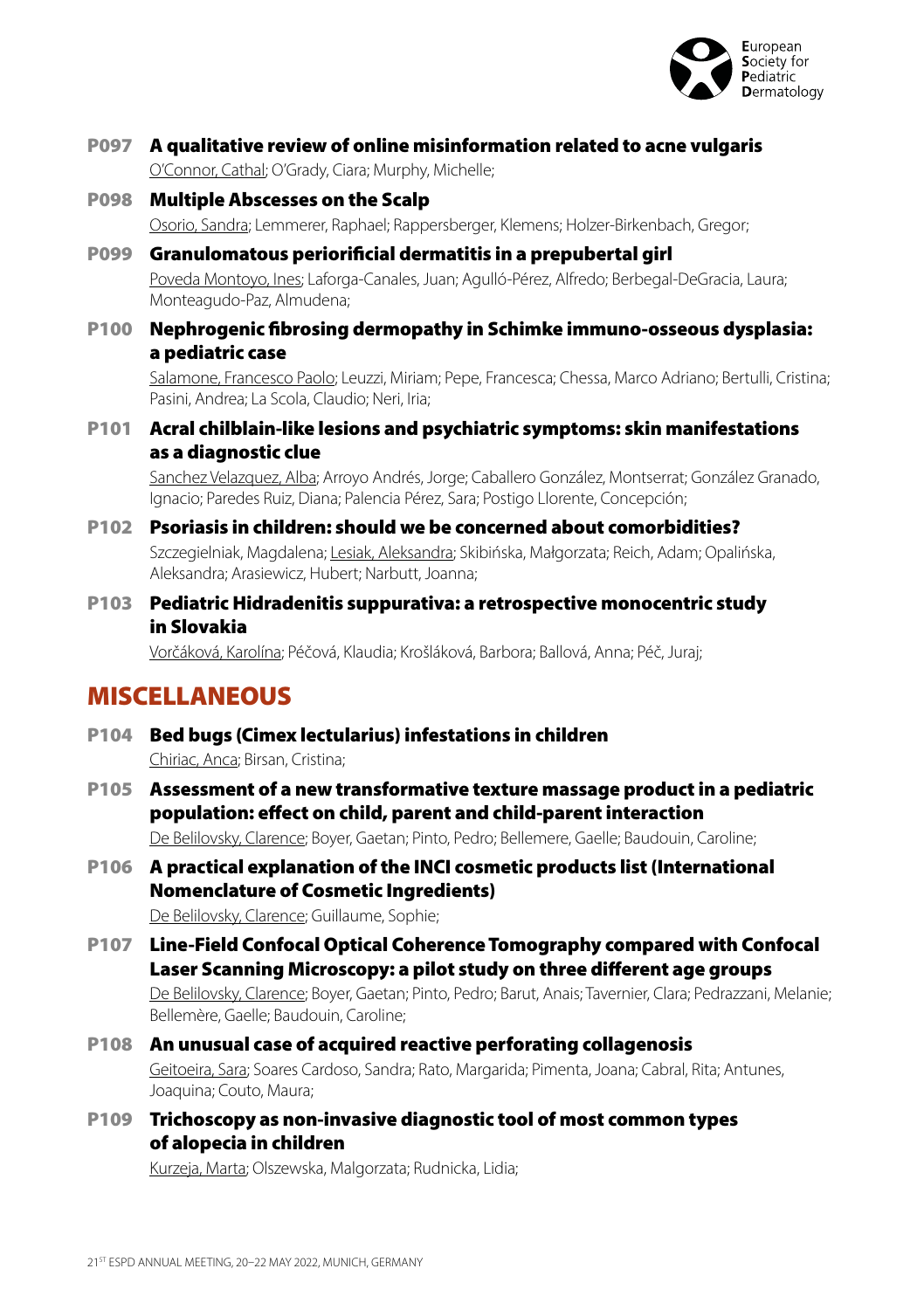**P097 A qualitative review of online misinformation related to acne vulgaris**
O'Connor, Cathal; O'Grady, Ciara; Murphy, Michelle;

**P098 Multiple Abscesses on the Scalp**
Osorio, Sandra; Lemmerer, Raphael; Rappersberger, Klemens; Holzer-Birkenbach, Gregor;

**P099 Granulomatous periorificial dermatitis in a prepubertal girl**
Poveda Montoyo, Ines; Laforga-Canales, Juan; Agulló-Pérez, Alfredo; Berbegal-DeGracia, Laura; Monteagudo-Paz, Almudena;

**P100 Nephrogenic fibrosing dermopathy in Schimke immuno-osseous dysplasia: a pediatric case**
Salamone, Francesco Paolo; Leuzzi, Miriam; Pepe, Francesca; Chessa, Marco Adriano; Bertulli, Cristina; Pasini, Andrea; La Scola, Claudio; Neri, Iria;

**P101 Acral chilblain-like lesions and psychiatric symptoms: skin manifestations as a diagnostic clue**
Sanchez Velazquez, Alba; Arroyo Andrés, Jorge; Caballero González, Montserrat; González Granado, Ignacio; Paredes Ruiz, Diana; Palencia Pérez, Sara; Postigo Llorente, Concepción;

**P102 Psoriasis in children: should we be concerned about comorbidities?**
Szczegielniak, Magdalena; Lesiak, Aleksandra; Skibińska, Małgorzata; Reich, Adam; Opalińska, Aleksandra; Arasiewicz, Hubert; Narbutt, Joanna;

**P103 Pediatric Hidradenitis suppurativa: a retrospective monocentric study in Slovakia**
Vorčáková, Karolína; Péčová, Klaudia; Krošláková, Barbora; Ballová, Anna; Péč, Juraj;

## MISCELLANEOUS

**P104 Bed bugs (Cimex lectularius) infestations in children**
Chiriac, Anca; Birsan, Cristina;

**P105 Assessment of a new transformative texture massage product in a pediatric population: effect on child, parent and child-parent interaction**
De Belilovsky, Clarence; Boyer, Gaetan; Pinto, Pedro; Bellemere, Gaelle; Baudouin, Caroline;

**P106 A practical explanation of the INCI cosmetic products list (International Nomenclature of Cosmetic Ingredients)**
De Belilovsky, Clarence; Guillaume, Sophie;

**P107 Line-Field Confocal Optical Coherence Tomography compared with Confocal Laser Scanning Microscopy: a pilot study on three different age groups**
De Belilovsky, Clarence; Boyer, Gaetan; Pinto, Pedro; Barut, Anais; Tavernier, Clara; Pedrazzani, Melanie; Bellemère, Gaelle; Baudouin, Caroline;

**P108 An unusual case of acquired reactive perforating collagenosis**
Geitoeira, Sara; Soares Cardoso, Sandra; Rato, Margarida; Pimenta, Joana; Cabral, Rita; Antunes, Joaquina; Couto, Maura;

**P109 Trichoscopy as non-invasive diagnostic tool of most common types of alopecia in children**
Kurzeja, Marta; Olszewska, Malgorzata; Rudnicka, Lidia;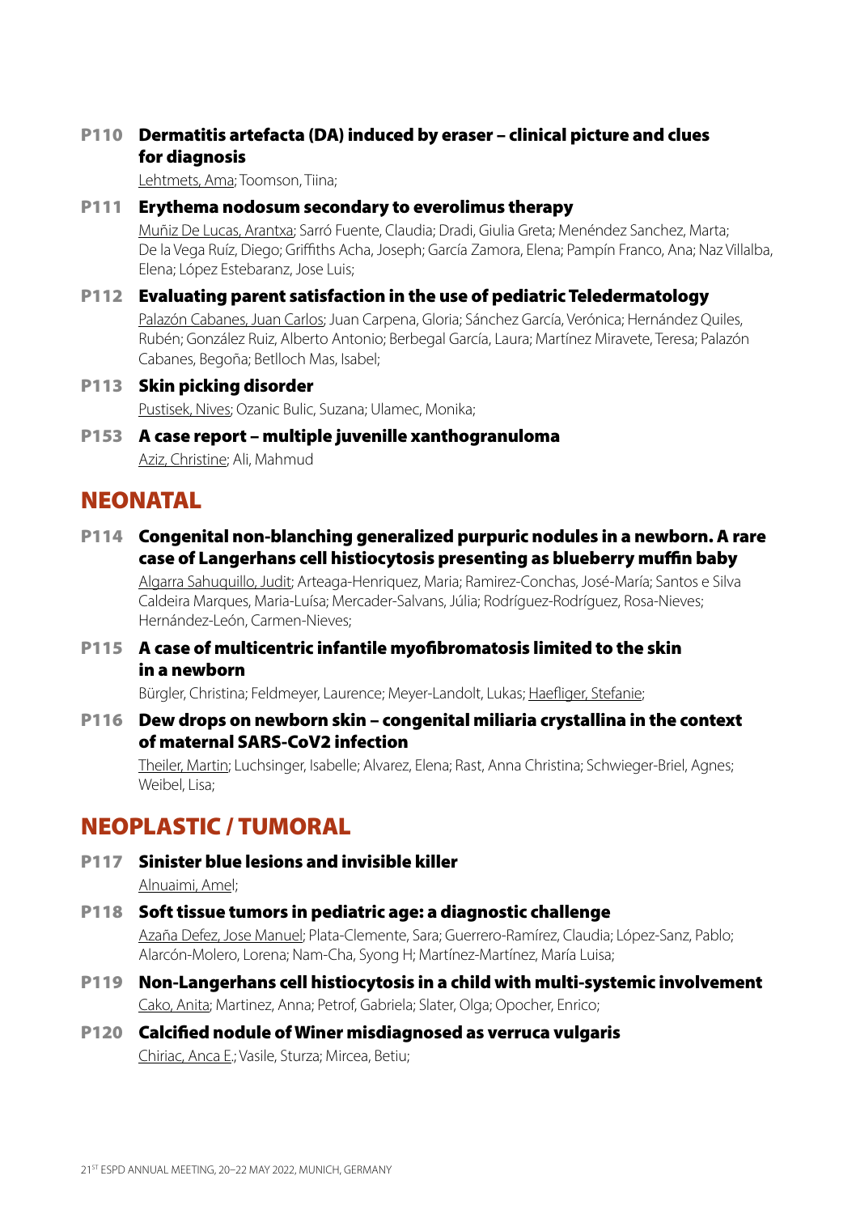**P110 Dermatitis artefacta (DA) induced by eraser – clinical picture and clues for diagnosis**

Lehtmets, Ama; Toomson, Tiina;

**P111 Erythema nodosum secondary to everolimus therapy**

Muñiz De Lucas, Arantxa; Sarró Fuente, Claudia; Dradi, Giulia Greta; Menéndez Sanchez, Marta; De la Vega Ruíz, Diego; Griffiths Acha, Joseph; García Zamora, Elena; Pampín Franco, Ana; Naz Villalba, Elena; López Estebaranz, Jose Luis;

**P112 Evaluating parent satisfaction in the use of pediatric Teledermatology**

Palazón Cabanes, Juan Carlos; Juan Carpena, Gloria; Sánchez García, Verónica; Hernández Quiles, Rubén; González Ruiz, Alberto Antonio; Berbegal García, Laura; Martínez Miravete, Teresa; Palazón Cabanes, Begoña; Betlloch Mas, Isabel;

**P113 Skin picking disorder**

Pustisek, Nives; Ozanic Bulic, Suzana; Ulamec, Monika;

**P153 A case report – multiple juvenille xanthogranuloma**

Aziz, Christine; Ali, Mahmud

## NEONATAL

**P114 Congenital non-blanching generalized purpuric nodules in a newborn. A rare case of Langerhans cell histiocytosis presenting as blueberry muffin baby**

Algarra Sahuquillo, Judit; Arteaga-Henriquez, Maria; Ramirez-Conchas, José-María; Santos e Silva Caldeira Marques, Maria-Luísa; Mercader-Salvans, Júlia; Rodríguez-Rodríguez, Rosa-Nieves; Hernández-León, Carmen-Nieves;

**P115 A case of multicentric infantile myofibromatosis limited to the skin in a newborn**

Bürgler, Christina; Feldmeyer, Laurence; Meyer-Landolt, Lukas; Haefliger, Stefanie;

**P116 Dew drops on newborn skin – congenital miliaria crystallina in the context of maternal SARS-CoV2 infection**

Theiler, Martin; Luchsinger, Isabelle; Alvarez, Elena; Rast, Anna Christina; Schwieger-Briel, Agnes; Weibel, Lisa;

## NEOPLASTIC / TUMORAL

**P117 Sinister blue lesions and invisible killer**

Alnuaimi, Amel;

**P118 Soft tissue tumors in pediatric age: a diagnostic challenge**

Azaña Defez, Jose Manuel; Plata-Clemente, Sara; Guerrero-Ramírez, Claudia; López-Sanz, Pablo; Alarcón-Molero, Lorena; Nam-Cha, Syong H; Martínez-Martínez, María Luisa;

**P119 Non-Langerhans cell histiocytosis in a child with multi-systemic involvement**

Cako, Anita; Martinez, Anna; Petrof, Gabriela; Slater, Olga; Opocher, Enrico;

**P120 Calcified nodule of Winer misdiagnosed as verruca vulgaris**

Chiriac, Anca E.; Vasile, Sturza; Mircea, Betiu;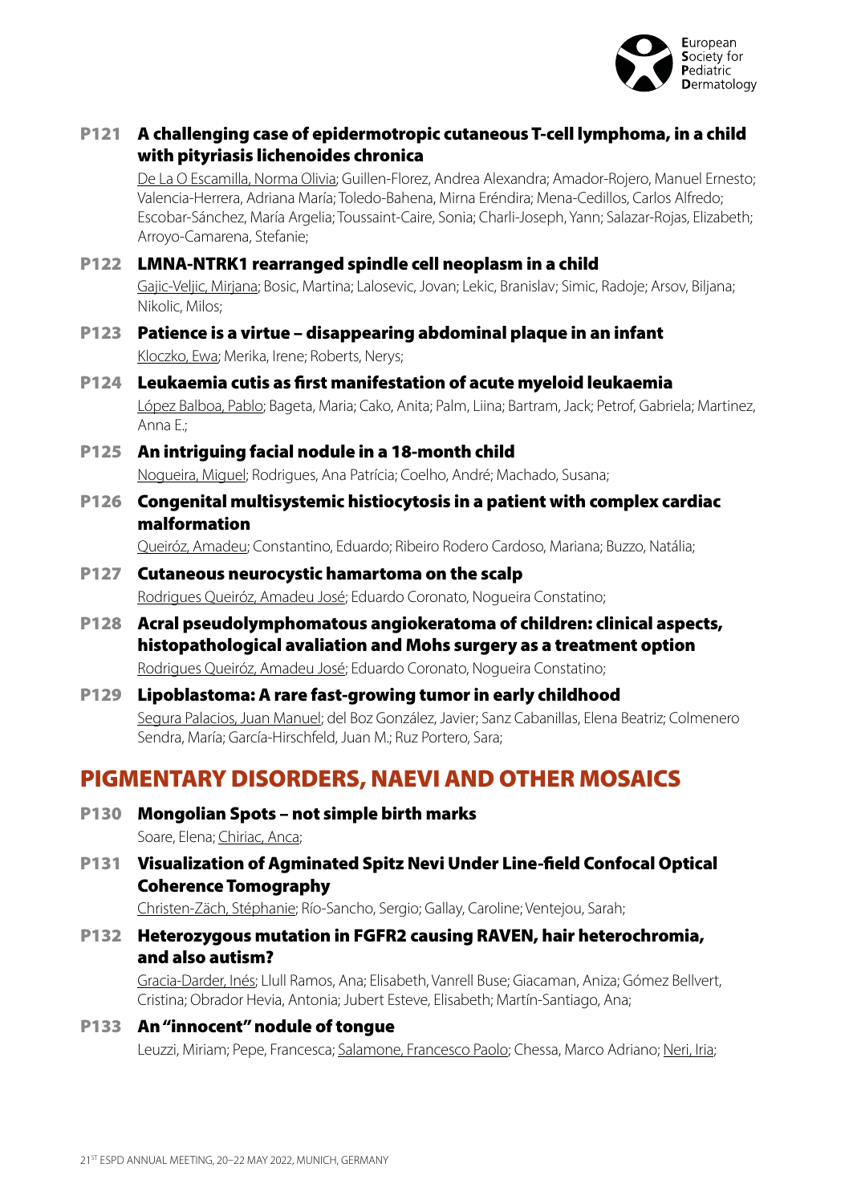**P121 A challenging case of epidermotropic cutaneous T-cell lymphoma, in a child with pityriasis lichenoides chronica**

De La O Escamilla, Norma Olivia; Guillen-Florez, Andrea Alexandra; Amador-Rojero, Manuel Ernesto; Valencia-Herrera, Adriana María; Toledo-Bahena, Mirna Eréndira; Mena-Cedillos, Carlos Alfredo; Escobar-Sánchez, María Argelia; Toussaint-Caire, Sonia; Charli-Joseph, Yann; Salazar-Rojas, Elizabeth; Arroyo-Camarena, Stefanie;

**P122 LMNA-NTRK1 rearranged spindle cell neoplasm in a child**

Gajic-Veljic, Mirjana; Bosic, Martina; Lalosevic, Jovan; Lekic, Branislav; Simic, Radoje; Arsov, Biljana; Nikolic, Milos;

**P123 Patience is a virtue – disappearing abdominal plaque in an infant**

Kloczko, Ewa; Merika, Irene; Roberts, Nerys;

**P124 Leukaemia cutis as first manifestation of acute myeloid leukaemia**

López Balboa, Pablo; Bageta, Maria; Cako, Anita; Palm, Liina; Bartram, Jack; Petrof, Gabriela; Martinez, Anna E.;

**P125 An intriguing facial nodule in a 18-month child**

Nogueira, Miguel; Rodrigues, Ana Patrícia; Coelho, André; Machado, Susana;

**P126 Congenital multisystemic histiocytosis in a patient with complex cardiac malformation**

Queiróz, Amadeu; Constantino, Eduardo; Ribeiro Rodero Cardoso, Mariana; Buzzo, Natália;

**P127 Cutaneous neurocystic hamartoma on the scalp**

Rodrigues Queiróz, Amadeu José; Eduardo Coronato, Nogueira Constatino;

**P128 Acral pseudolymphomatous angiokeratoma of children: clinical aspects, histopathological avaliation and Mohs surgery as a treatment option**

Rodrigues Queiróz, Amadeu José; Eduardo Coronato, Nogueira Constatino;

**P129 Lipoblastoma: A rare fast-growing tumor in early childhood**

Segura Palacios, Juan Manuel; del Boz González, Javier; Sanz Cabanillas, Elena Beatriz; Colmenero Sendra, María; García-Hirschfeld, Juan M.; Ruz Portero, Sara;

## PIGMENTARY DISORDERS, NAEVI AND OTHER MOSAICS

**P130 Mongolian Spots – not simple birth marks**

Soare, Elena; Chiriac, Anca;

**P131 Visualization of Agminated Spitz Nevi Under Line-field Confocal Optical Coherence Tomography**

Christen-Zäch, Stéphanie; Río-Sancho, Sergio; Gallay, Caroline; Ventejou, Sarah;

**P132 Heterozygous mutation in FGFR2 causing RAVEN, hair heterochromia, and also autism?**

Gracia-Darder, Inés; Llull Ramos, Ana; Elisabeth, Vanrell Buse; Giacaman, Aniza; Gómez Bellvert, Cristina; Obrador Hevia, Antonia; Jubert Esteve, Elisabeth; Martín-Santiago, Ana;

**P133 An "innocent" nodule of tongue**

Leuzzi, Miriam; Pepe, Francesca; Salamone, Francesco Paolo; Chessa, Marco Adriano; Neri, Iria;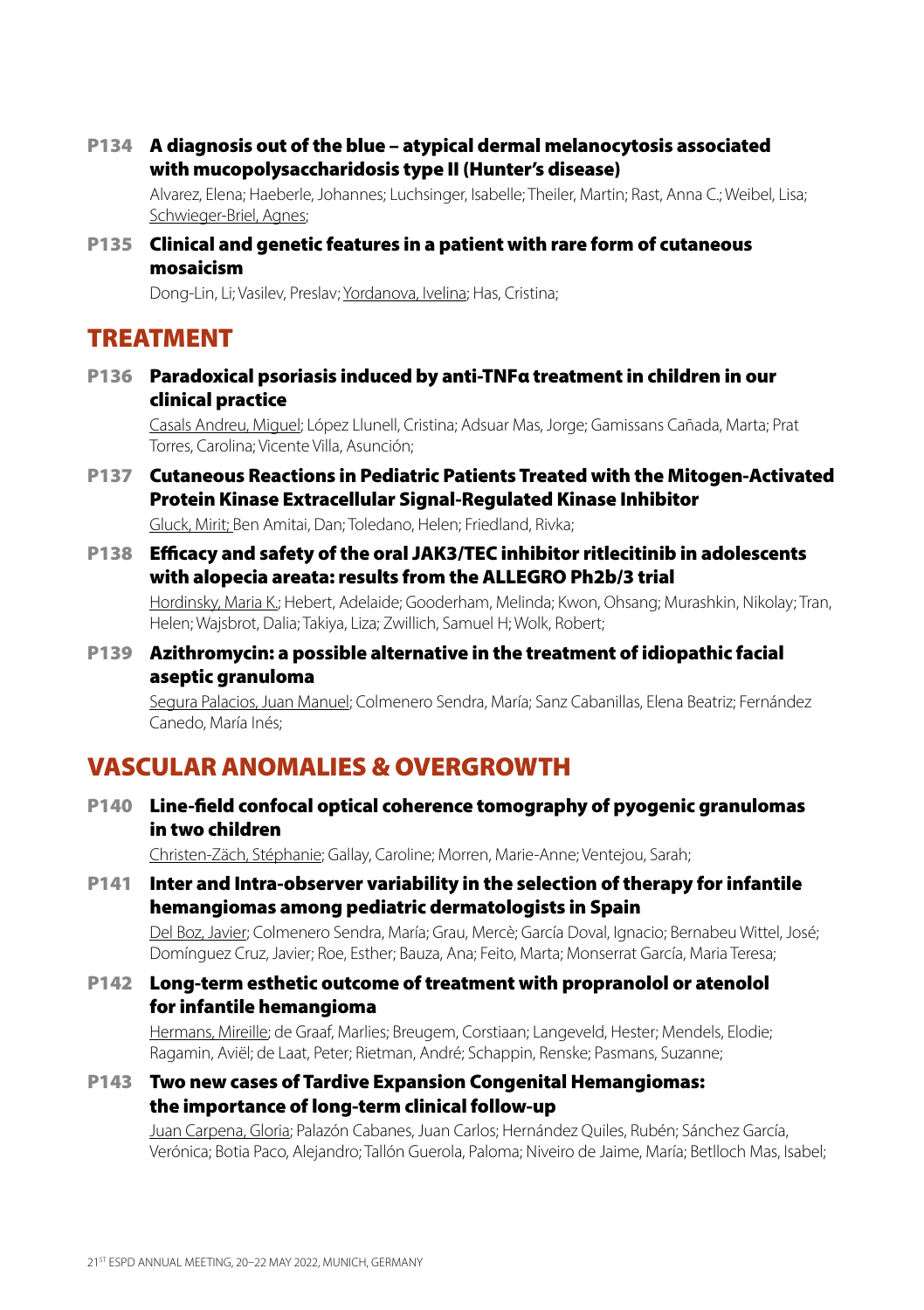**P134 A diagnosis out of the blue – atypical dermal melanocytosis associated with mucopolysaccharidosis type II (Hunter's disease)**

Alvarez, Elena; Haeberle, Johannes; Luchsinger, Isabelle; Theiler, Martin; Rast, Anna C.; Weibel, Lisa; Schwieger-Briel, Agnes;

**P135 Clinical and genetic features in a patient with rare form of cutaneous mosaicism**

Dong-Lin, Li; Vasilev, Preslav; Yordanova, Ivelina; Has, Cristina;

## TREATMENT

**P136 Paradoxical psoriasis induced by anti-TNFα treatment in children in our clinical practice**

Casals Andreu, Miguel; López Llunell, Cristina; Adsuar Mas, Jorge; Gamissans Cañada, Marta; Prat Torres, Carolina; Vicente Villa, Asunción;

**P137 Cutaneous Reactions in Pediatric Patients Treated with the Mitogen-Activated Protein Kinase Extracellular Signal-Regulated Kinase Inhibitor**

Gluck, Mirit; Ben Amitai, Dan; Toledano, Helen; Friedland, Rivka;

**P138 Efficacy and safety of the oral JAK3/TEC inhibitor ritlecitinib in adolescents with alopecia areata: results from the ALLEGRO Ph2b/3 trial**

Hordinsky, Maria K.; Hebert, Adelaide; Gooderham, Melinda; Kwon, Ohsang; Murashkin, Nikolay; Tran, Helen; Wajsbrot, Dalia; Takiya, Liza; Zwillich, Samuel H; Wolk, Robert;

**P139 Azithromycin: a possible alternative in the treatment of idiopathic facial aseptic granuloma**

Segura Palacios, Juan Manuel; Colmenero Sendra, María; Sanz Cabanillas, Elena Beatriz; Fernández Canedo, María Inés;

## VASCULAR ANOMALIES & OVERGROWTH

**P140 Line-field confocal optical coherence tomography of pyogenic granulomas in two children**

Christen-Zäch, Stéphanie; Gallay, Caroline; Morren, Marie-Anne; Ventejou, Sarah;

**P141 Inter and Intra-observer variability in the selection of therapy for infantile hemangiomas among pediatric dermatologists in Spain**

Del Boz, Javier; Colmenero Sendra, María; Grau, Mercè; García Doval, Ignacio; Bernabeu Wittel, José; Domínguez Cruz, Javier; Roe, Esther; Bauza, Ana; Feito, Marta; Monserrat García, Maria Teresa;

**P142 Long-term esthetic outcome of treatment with propranolol or atenolol for infantile hemangioma**

Hermans, Mireille; de Graaf, Marlies; Breugem, Corstiaan; Langeveld, Hester; Mendels, Elodie; Ragamin, Aviël; de Laat, Peter; Rietman, André; Schappin, Renske; Pasmans, Suzanne;

**P143 Two new cases of Tardive Expansion Congenital Hemangiomas: the importance of long-term clinical follow-up**

Juan Carpena, Gloria; Palazón Cabanes, Juan Carlos; Hernández Quiles, Rubén; Sánchez García, Verónica; Botia Paco, Alejandro; Tallón Guerola, Paloma; Niveiro de Jaime, María; Betlloch Mas, Isabel;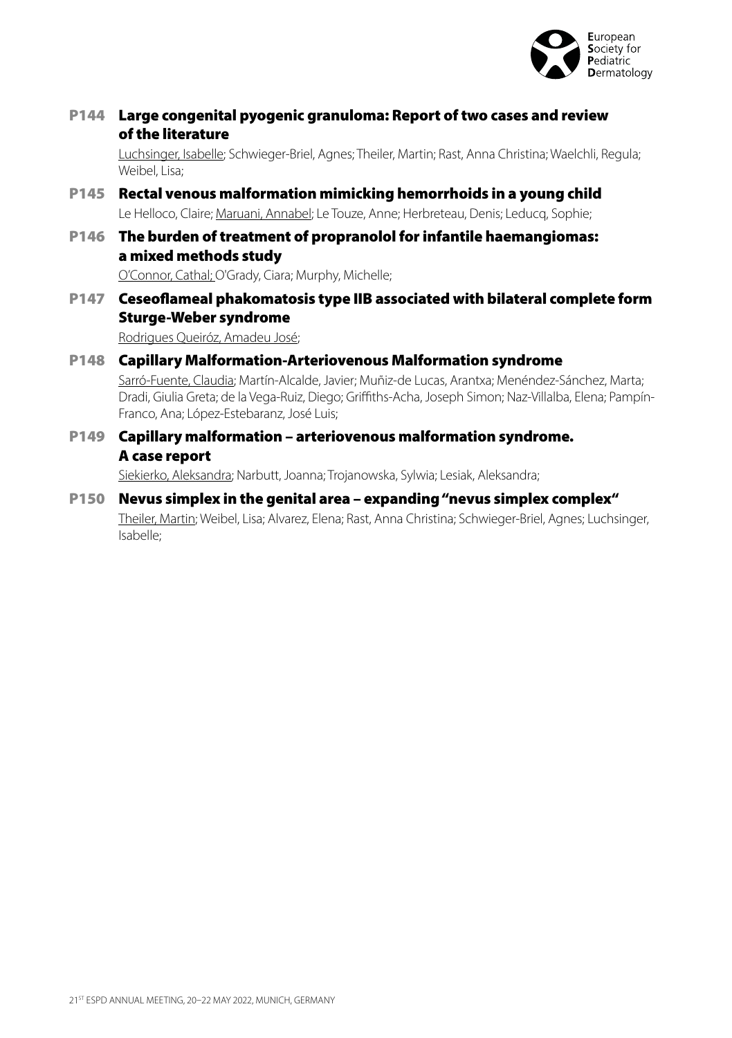### P144 Large congenital pyogenic granuloma: Report of two cases and review of the literature

Luchsinger, Isabelle; Schwieger-Briel, Agnes; Theiler, Martin; Rast, Anna Christina; Waelchli, Regula; Weibel, Lisa;

### P145 Rectal venous malformation mimicking hemorrhoids in a young child

Le Helloco, Claire; Maruani, Annabel; Le Touze, Anne; Herbreteau, Denis; Leducq, Sophie;

### P146 The burden of treatment of propranolol for infantile haemangiomas: a mixed methods study

O'Connor, Cathal; O'Grady, Ciara; Murphy, Michelle;

### P147 Ceseoflameal phakomatosis type IIB associated with bilateral complete form Sturge-Weber syndrome

Rodrigues Queiróz, Amadeu José;

### P148 Capillary Malformation-Arteriovenous Malformation syndrome

Sarró-Fuente, Claudia; Martín-Alcalde, Javier; Muñiz-de Lucas, Arantxa; Menéndez-Sánchez, Marta; Dradi, Giulia Greta; de la Vega-Ruiz, Diego; Griffiths-Acha, Joseph Simon; Naz-Villalba, Elena; Pampín-Franco, Ana; López-Estebaranz, José Luis;

### P149 Capillary malformation – arteriovenous malformation syndrome. A case report

Siekierko, Aleksandra; Narbutt, Joanna; Trojanowska, Sylwia; Lesiak, Aleksandra;

### P150 Nevus simplex in the genital area – expanding "nevus simplex complex"

Theiler, Martin; Weibel, Lisa; Alvarez, Elena; Rast, Anna Christina; Schwieger-Briel, Agnes; Luchsinger, Isabelle;